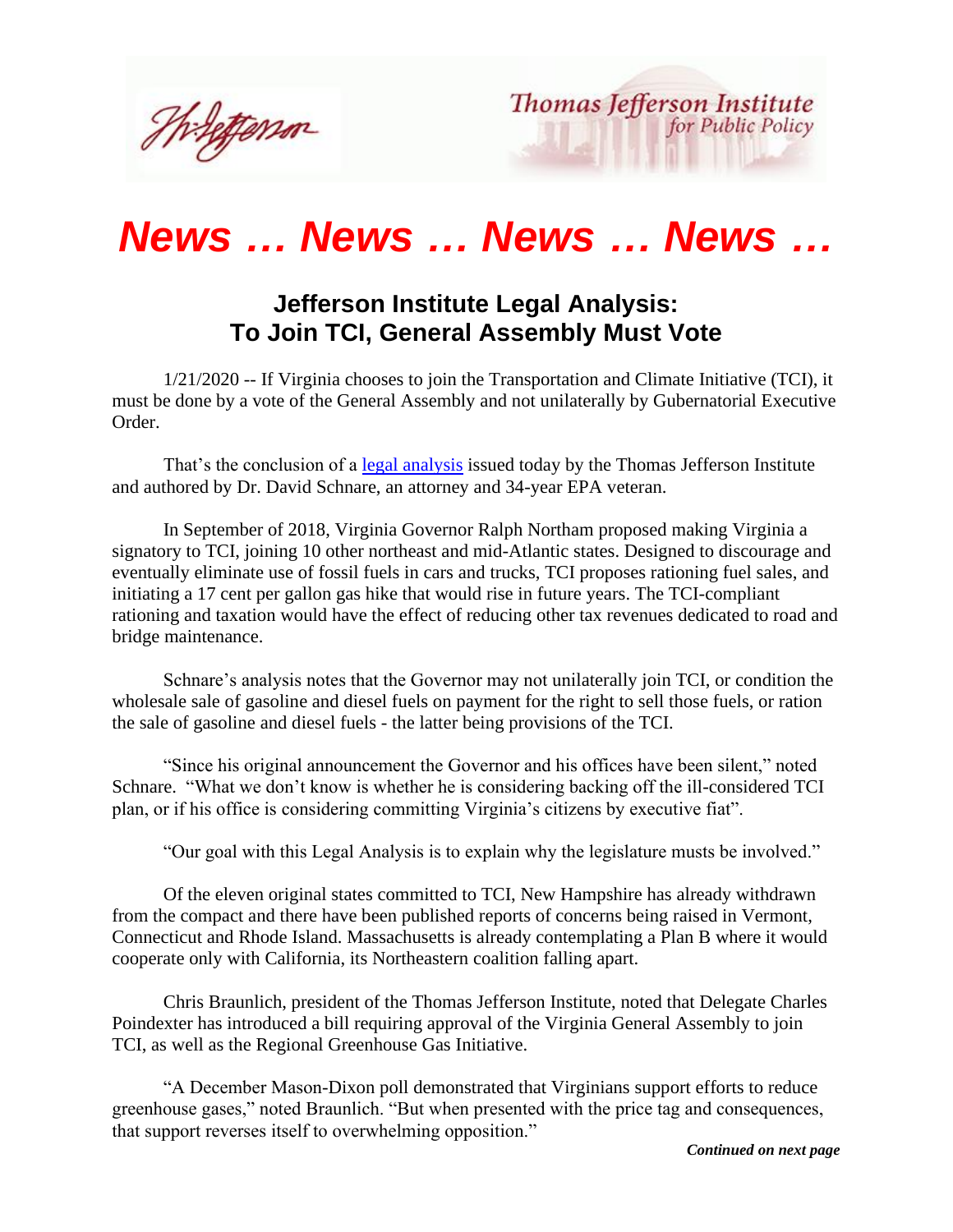Thomas Jefferson Institute for Public Policy

# *News … News … News … News …*

## Jefferson Institute Legal Analysis: To Join TCI, General Assembly Must Vote

1/21/2020 -- If Virginia chooses to join the Transportation and Climate Initiative (TCI), it must be done by a vote of the General Assembly and not unilaterally by Gubernatorial Executive Order.

That's the conclusion of a legal analysis issued today by the Thomas Jefferson Institute and authored by Dr. David Schnare, an attorney and 34-year EPA veteran.

In September of 2018, Virginia Governor Ralph Northam proposed making Virginia a signatory to TCI, joining 10 other northeast and mid-Atlantic states. Designed to discourage and eventually eliminate use of fossil fuels in cars and trucks, TCI proposes rationing fuel sales, and initiating a 17 cent per gallon gas hike that would rise in future years. The TCI-compliant rationing and taxation would have the effect of reducing other tax revenues dedicated to road and bridge maintenance.

Schnare's analysis notes that the Governor may not unilaterally join TCI, or condition the wholesale sale of gasoline and diesel fuels on payment for the right to sell those fuels, or ration the sale of gasoline and diesel fuels - the latter being provisions of the TCI.

"Since his original announcement the Governor and his offices have been silent," noted Schnare. "What we don't know is whether he is considering backing off the ill-considered TCI plan, or if his office is considering committing Virginia's citizens by executive fiat".

"Our goal with this Legal Analysis is to explain why the legislature musts be involved."

Of the eleven original states committed to TCI, New Hampshire has already withdrawn from the compact and there have been published reports of concerns being raised in Vermont, Connecticut and Rhode Island. Massachusetts is already contemplating a Plan B where it would cooperate only with California, its Northeastern coalition falling apart.

Chris Braunlich, president of the Thomas Jefferson Institute, noted that Delegate Charles Poindexter has introduced a bill requiring approval of the Virginia General Assembly to join TCI, as well as the Regional Greenhouse Gas Initiative.

"A December Mason-Dixon poll demonstrated that Virginians support efforts to reduce greenhouse gases," noted Braunlich. "But when presented with the price tag and consequences, that support reverses itself to overwhelming opposition."

***Continued on next page***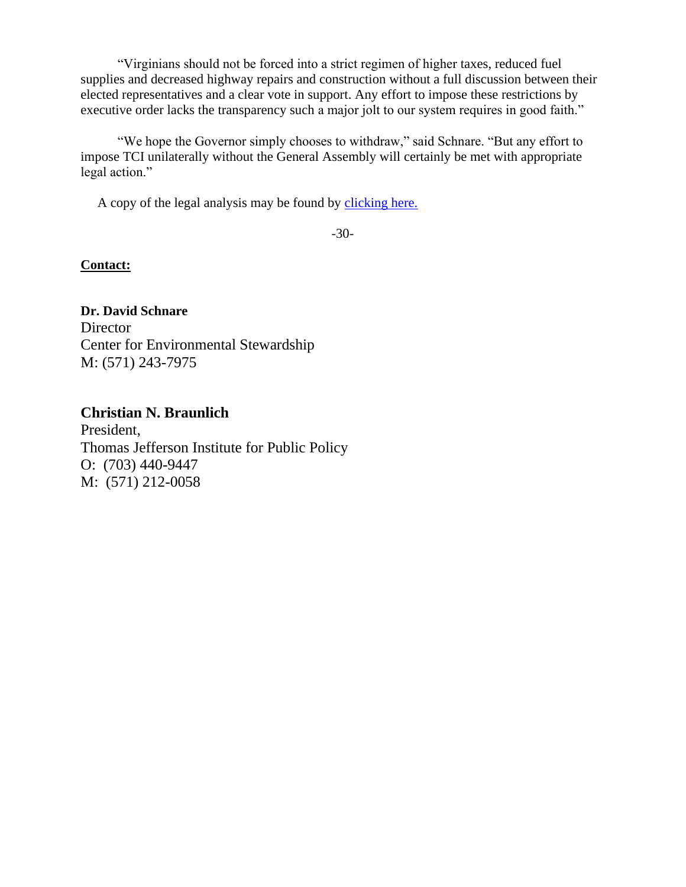"Virginians should not be forced into a strict regimen of higher taxes, reduced fuel supplies and decreased highway repairs and construction without a full discussion between their elected representatives and a clear vote in support. Any effort to impose these restrictions by executive order lacks the transparency such a major jolt to our system requires in good faith."

"We hope the Governor simply chooses to withdraw," said Schnare. "But any effort to impose TCI unilaterally without the General Assembly will certainly be met with appropriate legal action."

A copy of the legal analysis may be found by clicking here.

-30-

**Contact:**

**Dr. David Schnare**
Director
Center for Environmental Stewardship
M: (571) 243-7975

**Christian N. Braunlich**
President,
Thomas Jefferson Institute for Public Policy
O: (703) 440-9447
M: (571) 212-0058